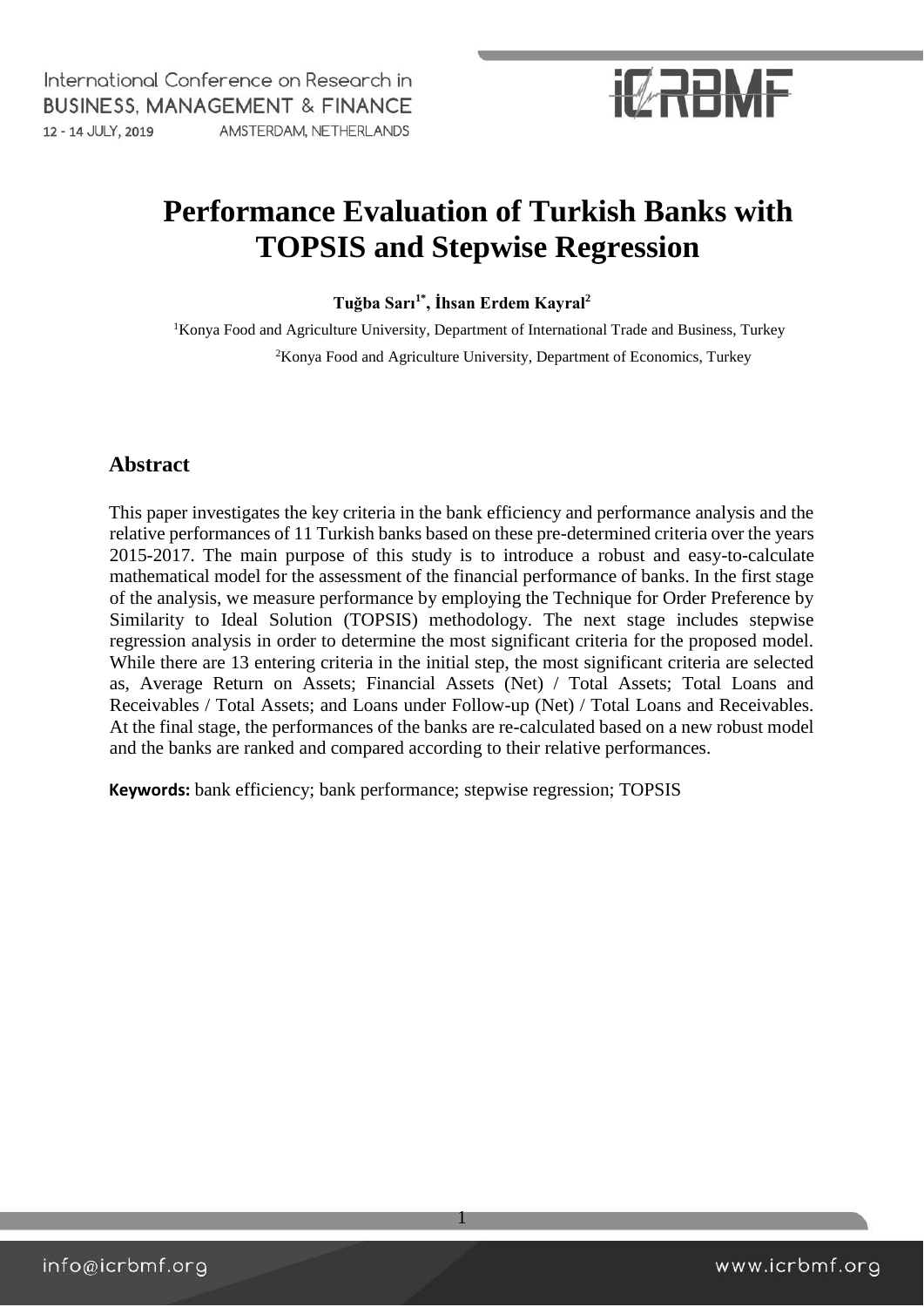# Performance Evaluation of Turkish Banks with TOPSIS and Stepwise Regression

**Tuğba Sarı[1*], İhsan Erdem Kayral[2]**

[1]Konya Food and Agriculture University, Department of International Trade and Business, Turkey

[2]Konya Food and Agriculture University, Department of Economics, Turkey

## Abstract

This paper investigates the key criteria in the bank efficiency and performance analysis and the relative performances of 11 Turkish banks based on these pre-determined criteria over the years 2015-2017. The main purpose of this study is to introduce a robust and easy-to-calculate mathematical model for the assessment of the financial performance of banks. In the first stage of the analysis, we measure performance by employing the Technique for Order Preference by Similarity to Ideal Solution (TOPSIS) methodology. The next stage includes stepwise regression analysis in order to determine the most significant criteria for the proposed model. While there are 13 entering criteria in the initial step, the most significant criteria are selected as, Average Return on Assets; Financial Assets (Net) / Total Assets; Total Loans and Receivables / Total Assets; and Loans under Follow-up (Net) / Total Loans and Receivables. At the final stage, the performances of the banks are re-calculated based on a new robust model and the banks are ranked and compared according to their relative performances.

**Keywords:** bank efficiency; bank performance; stepwise regression; TOPSIS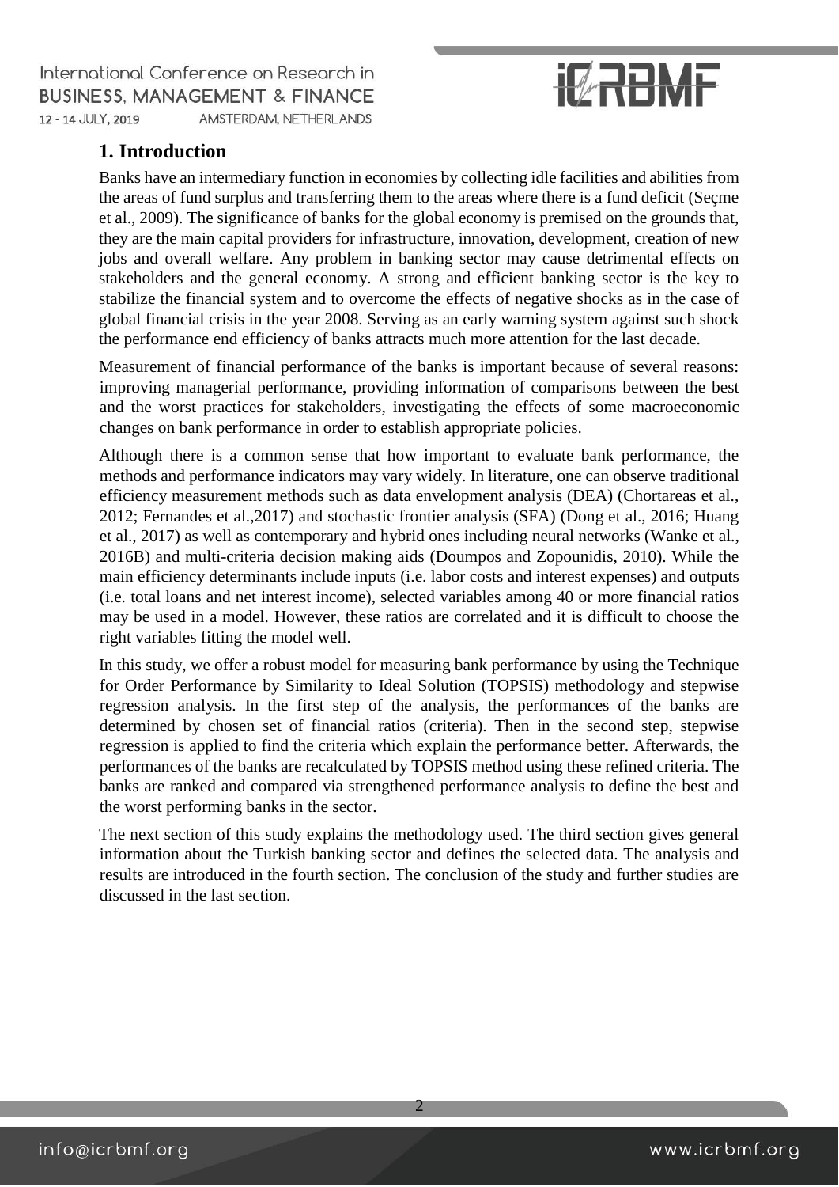## 1. Introduction

Banks have an intermediary function in economies by collecting idle facilities and abilities from the areas of fund surplus and transferring them to the areas where there is a fund deficit (Seçme et al., 2009). The significance of banks for the global economy is premised on the grounds that, they are the main capital providers for infrastructure, innovation, development, creation of new jobs and overall welfare. Any problem in banking sector may cause detrimental effects on stakeholders and the general economy. A strong and efficient banking sector is the key to stabilize the financial system and to overcome the effects of negative shocks as in the case of global financial crisis in the year 2008. Serving as an early warning system against such shock the performance end efficiency of banks attracts much more attention for the last decade.

Measurement of financial performance of the banks is important because of several reasons: improving managerial performance, providing information of comparisons between the best and the worst practices for stakeholders, investigating the effects of some macroeconomic changes on bank performance in order to establish appropriate policies.

Although there is a common sense that how important to evaluate bank performance, the methods and performance indicators may vary widely. In literature, one can observe traditional efficiency measurement methods such as data envelopment analysis (DEA) (Chortareas et al., 2012; Fernandes et al.,2017) and stochastic frontier analysis (SFA) (Dong et al., 2016; Huang et al., 2017) as well as contemporary and hybrid ones including neural networks (Wanke et al., 2016B) and multi-criteria decision making aids (Doumpos and Zopounidis, 2010). While the main efficiency determinants include inputs (i.e. labor costs and interest expenses) and outputs (i.e. total loans and net interest income), selected variables among 40 or more financial ratios may be used in a model. However, these ratios are correlated and it is difficult to choose the right variables fitting the model well.

In this study, we offer a robust model for measuring bank performance by using the Technique for Order Performance by Similarity to Ideal Solution (TOPSIS) methodology and stepwise regression analysis. In the first step of the analysis, the performances of the banks are determined by chosen set of financial ratios (criteria). Then in the second step, stepwise regression is applied to find the criteria which explain the performance better. Afterwards, the performances of the banks are recalculated by TOPSIS method using these refined criteria. The banks are ranked and compared via strengthened performance analysis to define the best and the worst performing banks in the sector.

The next section of this study explains the methodology used. The third section gives general information about the Turkish banking sector and defines the selected data. The analysis and results are introduced in the fourth section. The conclusion of the study and further studies are discussed in the last section.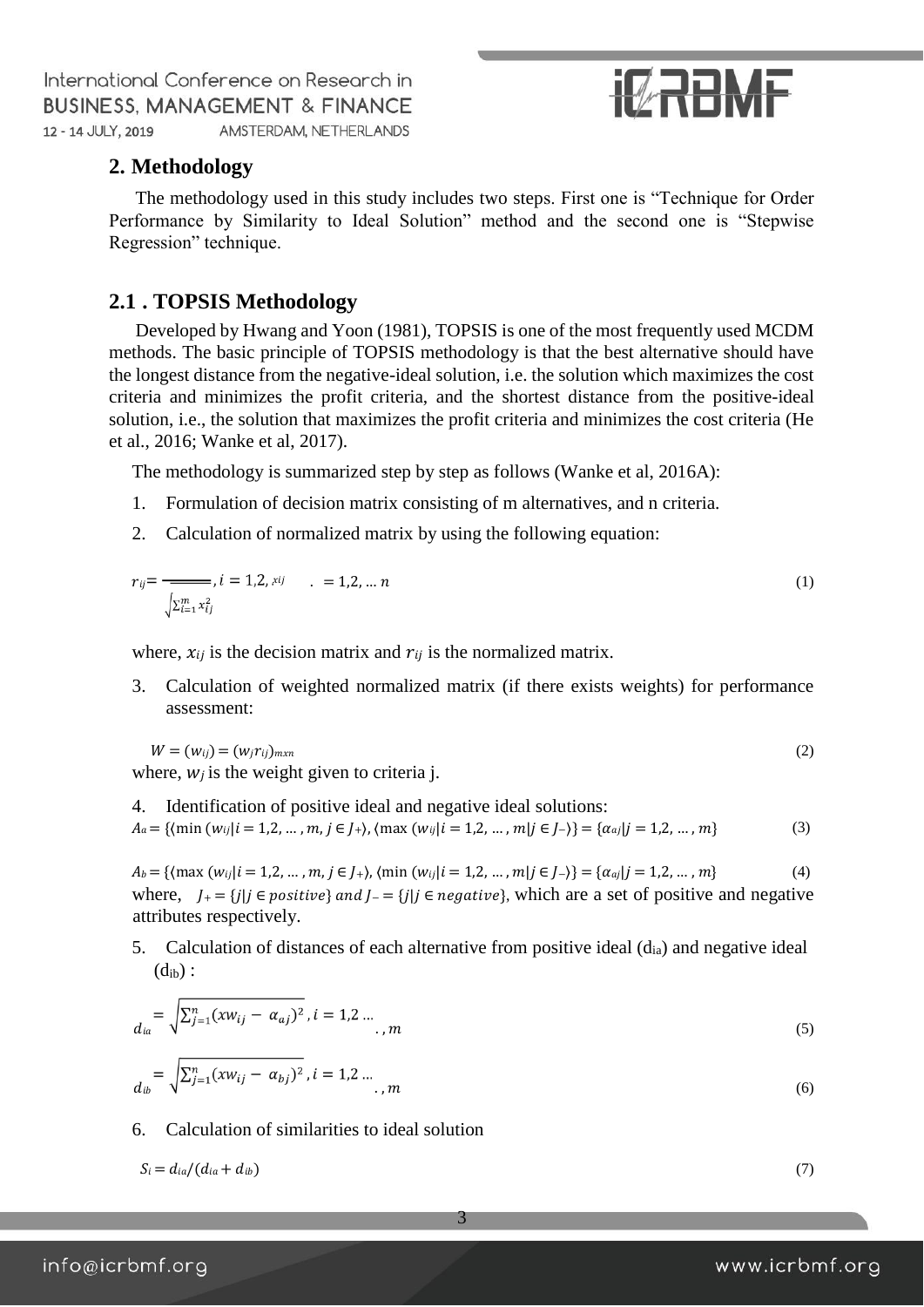## 2. Methodology

The methodology used in this study includes two steps. First one is "Technique for Order Performance by Similarity to Ideal Solution" method and the second one is "Stepwise Regression" technique.

## 2.1 . TOPSIS Methodology

Developed by Hwang and Yoon (1981), TOPSIS is one of the most frequently used MCDM methods. The basic principle of TOPSIS methodology is that the best alternative should have the longest distance from the negative-ideal solution, i.e. the solution which maximizes the cost criteria and minimizes the profit criteria, and the shortest distance from the positive-ideal solution, i.e., the solution that maximizes the profit criteria and minimizes the cost criteria (He et al., 2016; Wanke et al, 2017).

The methodology is summarized step by step as follows (Wanke et al, 2016A):

1. Formulation of decision matrix consisting of m alternatives, and n criteria.
2. Calculation of normalized matrix by using the following equation:

$$r_{ij} = \frac{x_{ij}}{\sqrt{\sum_{i=1}^{m} x_{ij}^2}}, i = 1,2, \ldots = 1,2, \ldots n \tag{1}$$

where, $x_{ij}$ is the decision matrix and $r_{ij}$ is the normalized matrix.

3. Calculation of weighted normalized matrix (if there exists weights) for performance assessment:

$$W = (w_{ij}) = (w_j r_{ij})_{mxn} \tag{2}$$

where, $w_j$ is the weight given to criteria j.

4. Identification of positive ideal and negative ideal solutions:

$$A_a = \{\langle \min (w_{ij}|i = 1,2, \ldots, m, j \in J_+\rangle, \langle \max (w_{ij}|i = 1,2, \ldots, m|j \in J_-\rangle\} = \{\alpha_{aj}|j = 1,2, \ldots, m\} \tag{3}$$

$$A_b = \{\langle \max (w_{ij}|i = 1,2, \ldots, m, j \in J_+\rangle, \langle \min (w_{ij}|i = 1,2, \ldots, m|j \in J_-\rangle\} = \{\alpha_{aj}|j = 1,2, \ldots, m\} \tag{4}$$

where, $J_+ = \{j|j \in positive\}$ and $J_- = \{j|j \in negative\}$, which are a set of positive and negative attributes respectively.

5. Calculation of distances of each alternative from positive ideal ($d_{ia}$) and negative ideal ($d_{ib}$) :

$$d_{ia} = \sqrt{\sum_{j=1}^{n}(xw_{ij} - \alpha_{aj})^2}, i = 1,2 \ldots, m \tag{5}$$

$$d_{ib} = \sqrt{\sum_{j=1}^{n}(xw_{ij} - \alpha_{bj})^2}, i = 1,2 \ldots, m \tag{6}$$

6. Calculation of similarities to ideal solution

$$S_i = d_{ia}/(d_{ia} + d_{ib}) \tag{7}$$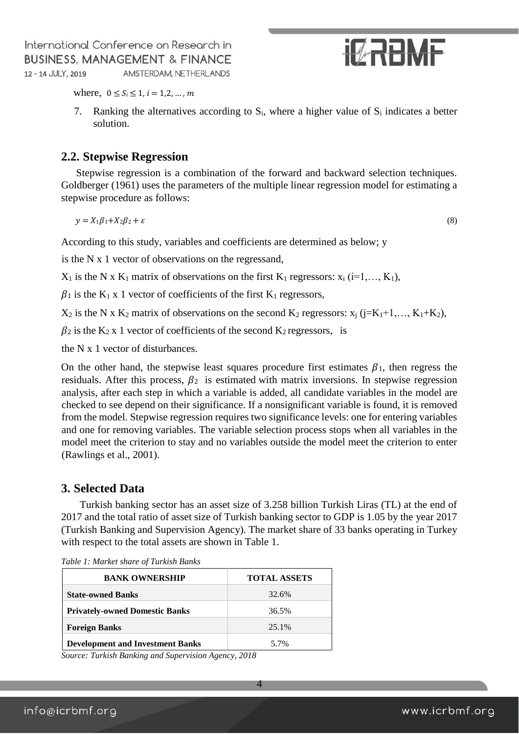where, $0 \leq S_i \leq 1, i = 1,2, \ldots, m$

7. Ranking the alternatives according to $S_i$, where a higher value of $S_i$ indicates a better solution.

## 2.2. Stepwise Regression

Stepwise regression is a combination of the forward and backward selection techniques. Goldberger (1961) uses the parameters of the multiple linear regression model for estimating a stepwise procedure as follows:

$$y = X_1\beta_1 + X_2\beta_2 + \varepsilon \tag{8}$$

According to this study, variables and coefficients are determined as below; y

is the N x 1 vector of observations on the regressand,

$X_1$ is the N x $K_1$ matrix of observations on the first $K_1$ regressors: $x_i$ (i=1,…, $K_1$),

$\beta_1$ is the $K_1$ x 1 vector of coefficients of the first $K_1$ regressors,

$X_2$ is the N x $K_2$ matrix of observations on the second $K_2$ regressors: $x_j$ (j=$K_1$+1,…, $K_1$+$K_2$),

$\beta_2$ is the $K_2$ x 1 vector of coefficients of the second $K_2$ regressors, is

the N x 1 vector of disturbances.

On the other hand, the stepwise least squares procedure first estimates $\beta_1$, then regress the residuals. After this process, $\beta_2$ is estimated with matrix inversions. In stepwise regression analysis, after each step in which a variable is added, all candidate variables in the model are checked to see depend on their significance. If a nonsignificant variable is found, it is removed from the model. Stepwise regression requires two significance levels: one for entering variables and one for removing variables. The variable selection process stops when all variables in the model meet the criterion to stay and no variables outside the model meet the criterion to enter (Rawlings et al., 2001).

# 3. Selected Data

Turkish banking sector has an asset size of 3.258 billion Turkish Liras (TL) at the end of 2017 and the total ratio of asset size of Turkish banking sector to GDP is 1.05 by the year 2017 (Turkish Banking and Supervision Agency). The market share of 33 banks operating in Turkey with respect to the total assets are shown in Table 1.

*Table 1: Market share of Turkish Banks*

| BANK OWNERSHIP | TOTAL ASSETS |
|---|---|
| **State-owned Banks** | 32.6% |
| **Privately-owned Domestic Banks** | 36.5% |
| **Foreign Banks** | 25.1% |
| **Development and Investment Banks** | 5.7% |

*Source: Turkish Banking and Supervision Agency, 2018*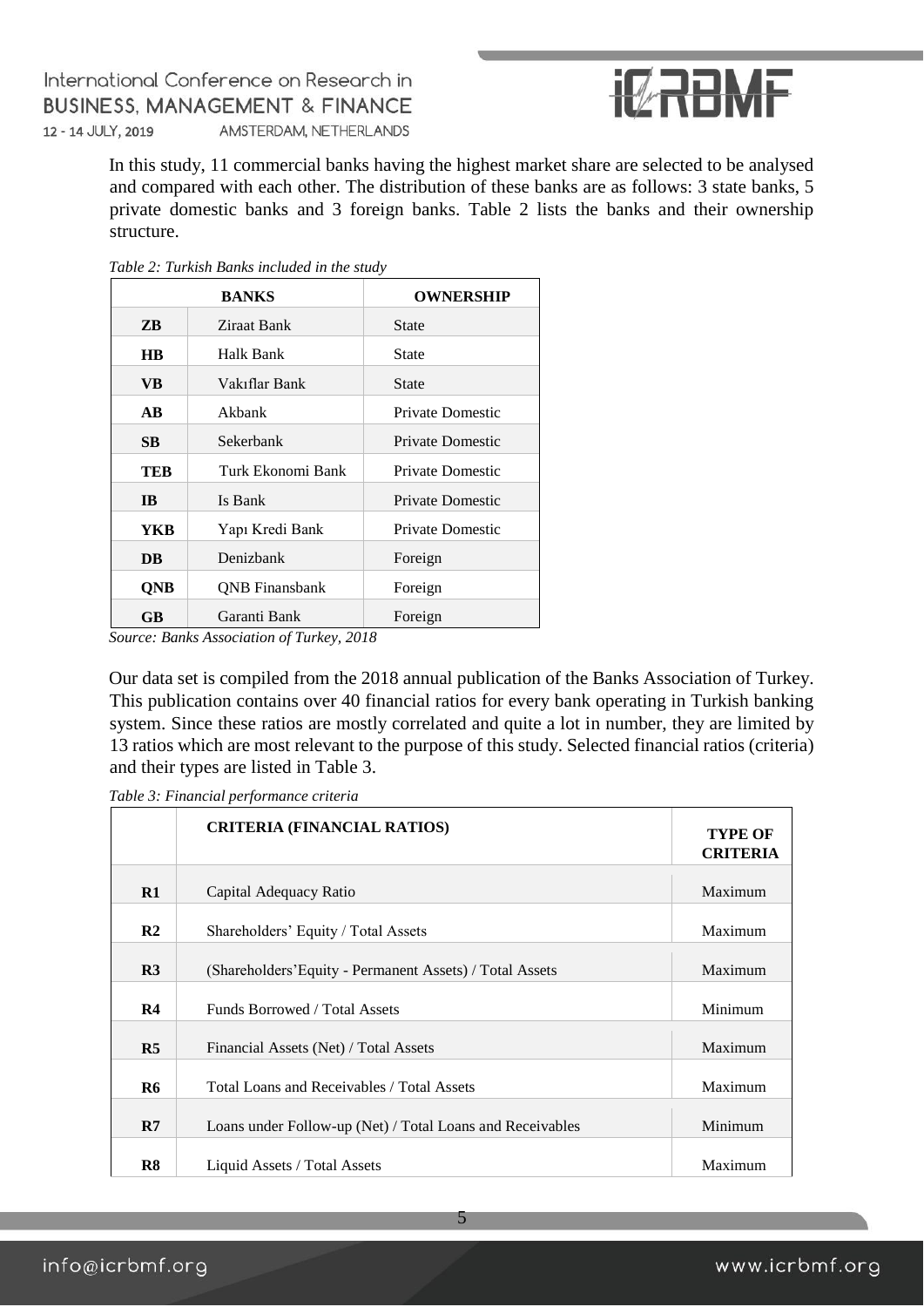In this study, 11 commercial banks having the highest market share are selected to be analysed and compared with each other. The distribution of these banks are as follows: 3 state banks, 5 private domestic banks and 3 foreign banks. Table 2 lists the banks and their ownership structure.

*Table 2: Turkish Banks included in the study*

| BANKS | | OWNERSHIP |
|---|---|---|
| **ZB** | Ziraat Bank | State |
| **HB** | Halk Bank | State |
| **VB** | Vakıflar Bank | State |
| **AB** | Akbank | Private Domestic |
| **SB** | Sekerbank | Private Domestic |
| **TEB** | Turk Ekonomi Bank | Private Domestic |
| **IB** | Is Bank | Private Domestic |
| **YKB** | Yapı Kredi Bank | Private Domestic |
| **DB** | Denizbank | Foreign |
| **QNB** | QNB Finansbank | Foreign |
| **GB** | Garanti Bank | Foreign |

*Source: Banks Association of Turkey, 2018*

Our data set is compiled from the 2018 annual publication of the Banks Association of Turkey. This publication contains over 40 financial ratios for every bank operating in Turkish banking system. Since these ratios are mostly correlated and quite a lot in number, they are limited by 13 ratios which are most relevant to the purpose of this study. Selected financial ratios (criteria) and their types are listed in Table 3.

*Table 3: Financial performance criteria*

| | CRITERIA (FINANCIAL RATIOS) | TYPE OF CRITERIA |
|---|---|---|
| **R1** | Capital Adequacy Ratio | Maximum |
| **R2** | Shareholders' Equity / Total Assets | Maximum |
| **R3** | (Shareholders'Equity - Permanent Assets) / Total Assets | Maximum |
| **R4** | Funds Borrowed / Total Assets | Minimum |
| **R5** | Financial Assets (Net) / Total Assets | Maximum |
| **R6** | Total Loans and Receivables / Total Assets | Maximum |
| **R7** | Loans under Follow-up (Net) / Total Loans and Receivables | Minimum |
| **R8** | Liquid Assets / Total Assets | Maximum |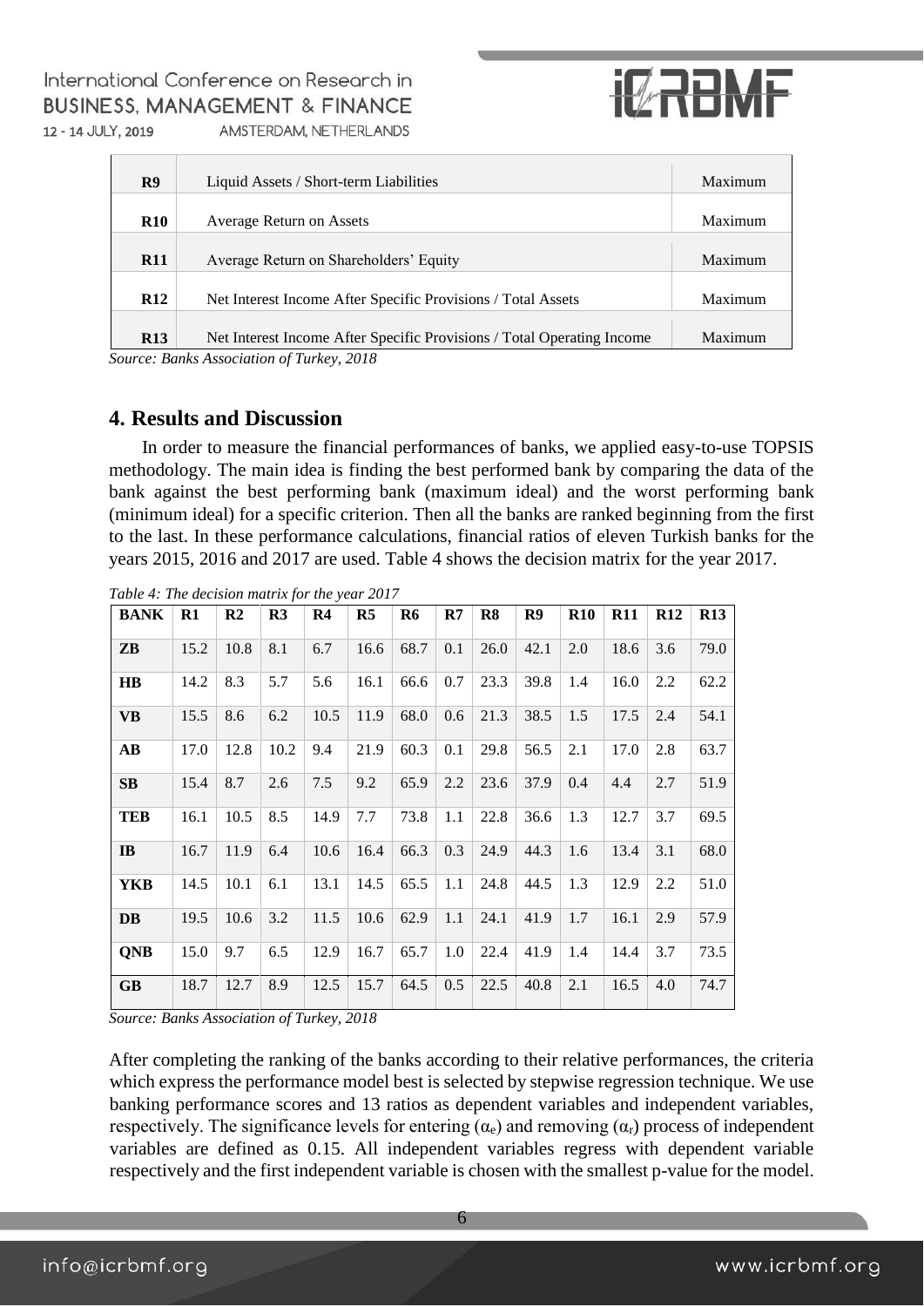| R9 | Liquid Assets / Short-term Liabilities | Maximum |
|---|---|---|
| R10 | Average Return on Assets | Maximum |
| R11 | Average Return on Shareholders' Equity | Maximum |
| R12 | Net Interest Income After Specific Provisions / Total Assets | Maximum |
| R13 | Net Interest Income After Specific Provisions / Total Operating Income | Maximum |

*Source: Banks Association of Turkey, 2018*

## 4. Results and Discussion

In order to measure the financial performances of banks, we applied easy-to-use TOPSIS methodology. The main idea is finding the best performed bank by comparing the data of the bank against the best performing bank (maximum ideal) and the worst performing bank (minimum ideal) for a specific criterion. Then all the banks are ranked beginning from the first to the last. In these performance calculations, financial ratios of eleven Turkish banks for the years 2015, 2016 and 2017 are used. Table 4 shows the decision matrix for the year 2017.

*Table 4: The decision matrix for the year 2017*

| BANK | R1 | R2 | R3 | R4 | R5 | R6 | R7 | R8 | R9 | R10 | R11 | R12 | R13 |
|---|---|---|---|---|---|---|---|---|---|---|---|---|---|
| ZB | 15.2 | 10.8 | 8.1 | 6.7 | 16.6 | 68.7 | 0.1 | 26.0 | 42.1 | 2.0 | 18.6 | 3.6 | 79.0 |
| HB | 14.2 | 8.3 | 5.7 | 5.6 | 16.1 | 66.6 | 0.7 | 23.3 | 39.8 | 1.4 | 16.0 | 2.2 | 62.2 |
| VB | 15.5 | 8.6 | 6.2 | 10.5 | 11.9 | 68.0 | 0.6 | 21.3 | 38.5 | 1.5 | 17.5 | 2.4 | 54.1 |
| AB | 17.0 | 12.8 | 10.2 | 9.4 | 21.9 | 60.3 | 0.1 | 29.8 | 56.5 | 2.1 | 17.0 | 2.8 | 63.7 |
| SB | 15.4 | 8.7 | 2.6 | 7.5 | 9.2 | 65.9 | 2.2 | 23.6 | 37.9 | 0.4 | 4.4 | 2.7 | 51.9 |
| TEB | 16.1 | 10.5 | 8.5 | 14.9 | 7.7 | 73.8 | 1.1 | 22.8 | 36.6 | 1.3 | 12.7 | 3.7 | 69.5 |
| IB | 16.7 | 11.9 | 6.4 | 10.6 | 16.4 | 66.3 | 0.3 | 24.9 | 44.3 | 1.6 | 13.4 | 3.1 | 68.0 |
| YKB | 14.5 | 10.1 | 6.1 | 13.1 | 14.5 | 65.5 | 1.1 | 24.8 | 44.5 | 1.3 | 12.9 | 2.2 | 51.0 |
| DB | 19.5 | 10.6 | 3.2 | 11.5 | 10.6 | 62.9 | 1.1 | 24.1 | 41.9 | 1.7 | 16.1 | 2.9 | 57.9 |
| QNB | 15.0 | 9.7 | 6.5 | 12.9 | 16.7 | 65.7 | 1.0 | 22.4 | 41.9 | 1.4 | 14.4 | 3.7 | 73.5 |
| GB | 18.7 | 12.7 | 8.9 | 12.5 | 15.7 | 64.5 | 0.5 | 22.5 | 40.8 | 2.1 | 16.5 | 4.0 | 74.7 |

*Source: Banks Association of Turkey, 2018*

After completing the ranking of the banks according to their relative performances, the criteria which express the performance model best is selected by stepwise regression technique. We use banking performance scores and 13 ratios as dependent variables and independent variables, respectively. The significance levels for entering ($\alpha_e$) and removing ($\alpha_r$) process of independent variables are defined as 0.15. All independent variables regress with dependent variable respectively and the first independent variable is chosen with the smallest p-value for the model.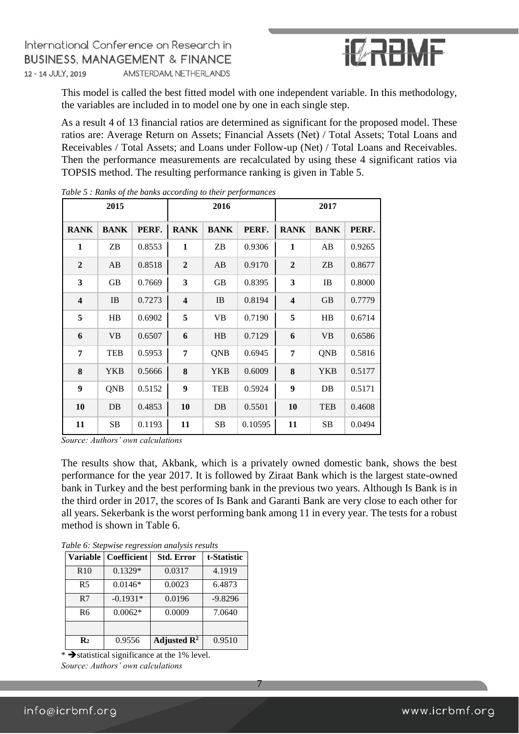This model is called the best fitted model with one independent variable. In this methodology, the variables are included in to model one by one in each single step.

As a result 4 of 13 financial ratios are determined as significant for the proposed model. These ratios are: Average Return on Assets; Financial Assets (Net) / Total Assets; Total Loans and Receivables / Total Assets; and Loans under Follow-up (Net) / Total Loans and Receivables. Then the performance measurements are recalculated by using these 4 significant ratios via TOPSIS method. The resulting performance ranking is given in Table 5.

*Table 5 : Ranks of the banks according to their performances*

| 2015 | | | 2016 | | | 2017 | | |
|---|---|---|---|---|---|---|---|---|
| **RANK** | **BANK** | **PERF.** | **RANK** | **BANK** | **PERF.** | **RANK** | **BANK** | **PERF.** |
| **1** | ZB | 0.8553 | **1** | ZB | 0.9306 | **1** | AB | 0.9265 |
| **2** | AB | 0.8518 | **2** | AB | 0.9170 | **2** | ZB | 0.8677 |
| **3** | GB | 0.7669 | **3** | GB | 0.8395 | **3** | IB | 0.8000 |
| **4** | IB | 0.7273 | **4** | IB | 0.8194 | **4** | GB | 0.7779 |
| **5** | HB | 0.6902 | **5** | VB | 0.7190 | **5** | HB | 0.6714 |
| **6** | VB | 0.6507 | **6** | HB | 0.7129 | **6** | VB | 0.6586 |
| **7** | TEB | 0.5953 | **7** | QNB | 0.6945 | **7** | QNB | 0.5816 |
| **8** | YKB | 0.5666 | **8** | YKB | 0.6009 | **8** | YKB | 0.5177 |
| **9** | QNB | 0.5152 | **9** | TEB | 0.5924 | **9** | DB | 0.5171 |
| **10** | DB | 0.4853 | **10** | DB | 0.5501 | **10** | TEB | 0.4608 |
| **11** | SB | 0.1193 | **11** | SB | 0.10595 | **11** | SB | 0.0494 |

*Source: Authors' own calculations*

The results show that, Akbank, which is a privately owned domestic bank, shows the best performance for the year 2017. It is followed by Ziraat Bank which is the largest state-owned bank in Turkey and the best performing bank in the previous two years. Although Is Bank is in the third order in 2017, the scores of Is Bank and Garanti Bank are very close to each other for all years. Sekerbank is the worst performing bank among 11 in every year. The tests for a robust method is shown in Table 6.

*Table 6: Stepwise regression analysis results*

| Variable | Coefficient | Std. Error | t-Statistic |
|---|---|---|---|
| R10 | 0.1329* | 0.0317 | 4.1919 |
| R5 | 0.0146* | 0.0023 | 6.4873 |
| R7 | -0.1931* | 0.0196 | -9.8296 |
| R6 | 0.0062* | 0.0009 | 7.0640 |
| | | | |
| **$R_2$** | 0.9556 | **Adjusted $R^2$** | 0.9510 |

* ➔statistical significance at the 1% level.

*Source: Authors' own calculations*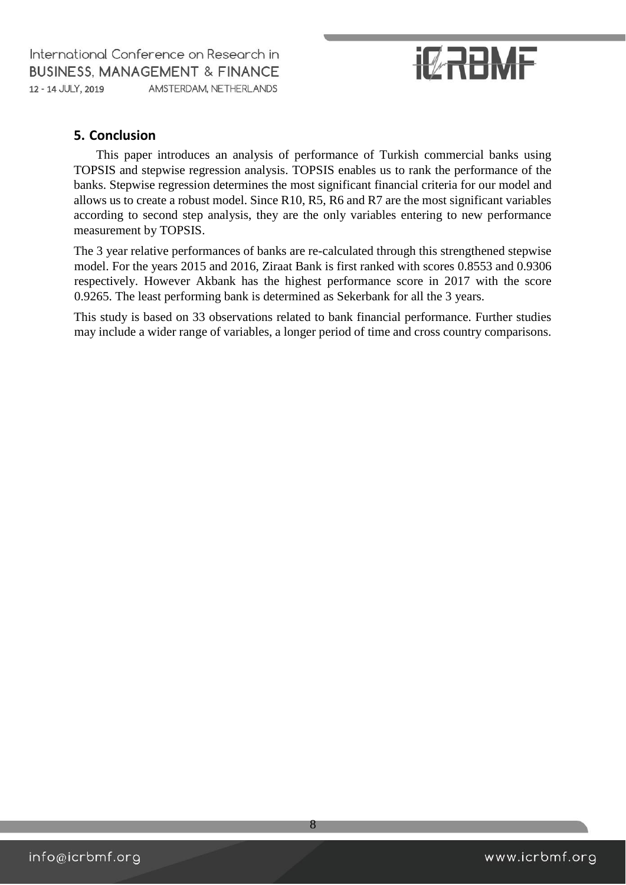## 5. Conclusion

This paper introduces an analysis of performance of Turkish commercial banks using TOPSIS and stepwise regression analysis. TOPSIS enables us to rank the performance of the banks. Stepwise regression determines the most significant financial criteria for our model and allows us to create a robust model. Since R10, R5, R6 and R7 are the most significant variables according to second step analysis, they are the only variables entering to new performance measurement by TOPSIS.

The 3 year relative performances of banks are re-calculated through this strengthened stepwise model. For the years 2015 and 2016, Ziraat Bank is first ranked with scores 0.8553 and 0.9306 respectively. However Akbank has the highest performance score in 2017 with the score 0.9265. The least performing bank is determined as Sekerbank for all the 3 years.

This study is based on 33 observations related to bank financial performance. Further studies may include a wider range of variables, a longer period of time and cross country comparisons.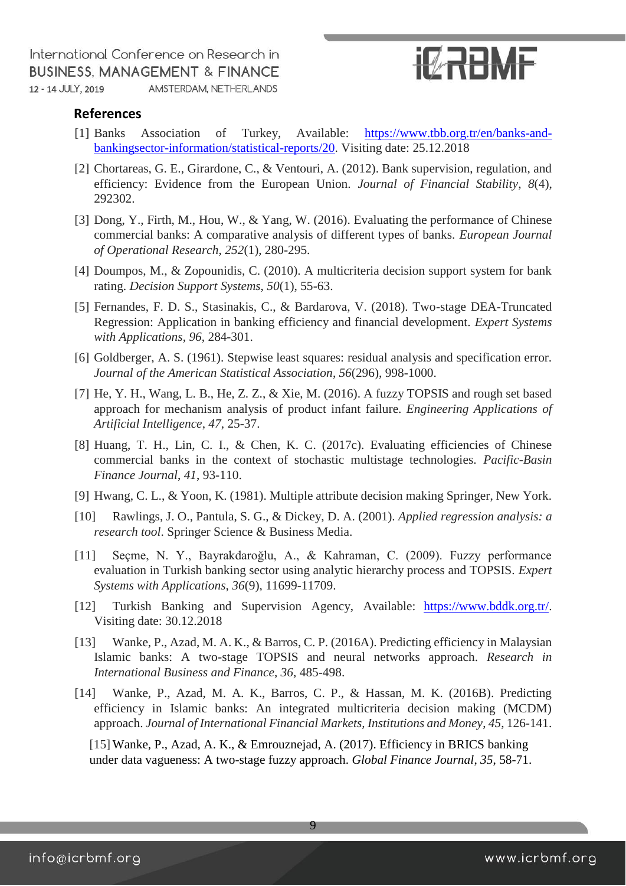## References

[1] Banks Association of Turkey, Available: https://www.tbb.org.tr/en/banks-and-bankingsector-information/statistical-reports/20. Visiting date: 25.12.2018

[2] Chortareas, G. E., Girardone, C., & Ventouri, A. (2012). Bank supervision, regulation, and efficiency: Evidence from the European Union. *Journal of Financial Stability*, *8*(4), 292302.

[3] Dong, Y., Firth, M., Hou, W., & Yang, W. (2016). Evaluating the performance of Chinese commercial banks: A comparative analysis of different types of banks. *European Journal of Operational Research*, *252*(1), 280-295.

[4] Doumpos, M., & Zopounidis, C. (2010). A multicriteria decision support system for bank rating. *Decision Support Systems*, *50*(1), 55-63.

[5] Fernandes, F. D. S., Stasinakis, C., & Bardarova, V. (2018). Two-stage DEA-Truncated Regression: Application in banking efficiency and financial development. *Expert Systems with Applications*, *96*, 284-301.

[6] Goldberger, A. S. (1961). Stepwise least squares: residual analysis and specification error. *Journal of the American Statistical Association*, *56*(296), 998-1000.

[7] He, Y. H., Wang, L. B., He, Z. Z., & Xie, M. (2016). A fuzzy TOPSIS and rough set based approach for mechanism analysis of product infant failure. *Engineering Applications of Artificial Intelligence*, *47*, 25-37.

[8] Huang, T. H., Lin, C. I., & Chen, K. C. (2017c). Evaluating efficiencies of Chinese commercial banks in the context of stochastic multistage technologies. *Pacific-Basin Finance Journal*, *41*, 93-110.

[9] Hwang, C. L., & Yoon, K. (1981). Multiple attribute decision making Springer, New York.

[10] Rawlings, J. O., Pantula, S. G., & Dickey, D. A. (2001). *Applied regression analysis: a research tool*. Springer Science & Business Media.

[11] Seçme, N. Y., Bayrakdaroğlu, A., & Kahraman, C. (2009). Fuzzy performance evaluation in Turkish banking sector using analytic hierarchy process and TOPSIS. *Expert Systems with Applications*, *36*(9), 11699-11709.

[12] Turkish Banking and Supervision Agency, Available: https://www.bddk.org.tr/. Visiting date: 30.12.2018

[13] Wanke, P., Azad, M. A. K., & Barros, C. P. (2016A). Predicting efficiency in Malaysian Islamic banks: A two-stage TOPSIS and neural networks approach. *Research in International Business and Finance*, *36*, 485-498.

[14] Wanke, P., Azad, M. A. K., Barros, C. P., & Hassan, M. K. (2016B). Predicting efficiency in Islamic banks: An integrated multicriteria decision making (MCDM) approach. *Journal of International Financial Markets, Institutions and Money*, *45*, 126-141.

[15] Wanke, P., Azad, A. K., & Emrouznejad, A. (2017). Efficiency in BRICS banking under data vagueness: A two-stage fuzzy approach. *Global Finance Journal*, *35*, 58-71.